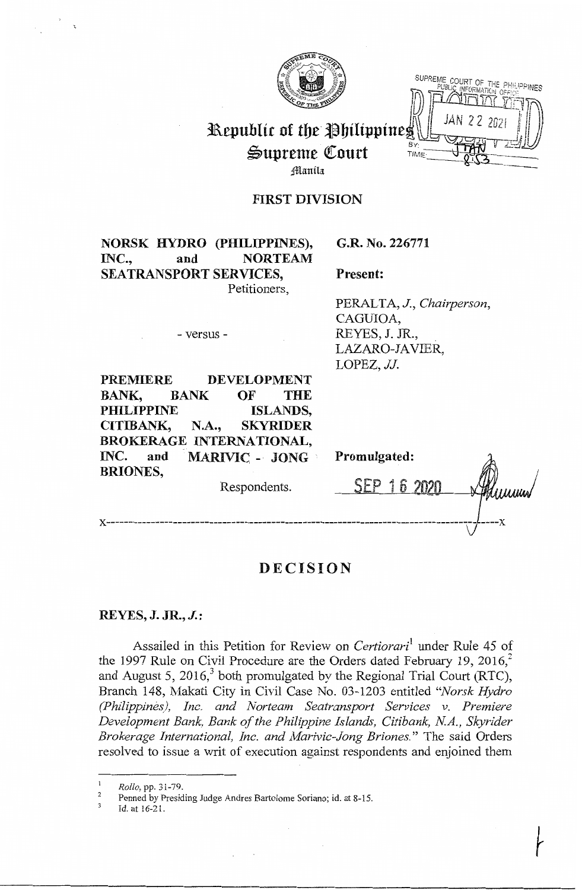Republic of the Philippines
Supreme Court
Manila

SUPREME COURT OF THE PHILIPPINES
PUBLIC INFORMATION OFFICE
JAN 22 2021
BY:
TIME:

## FIRST DIVISION

**NORSK HYDRO (PHILIPPINES), INC., and NORTEAM SEATRANSPORT SERVICES,**
Petitioners,

- versus -

**PREMIERE DEVELOPMENT BANK, BANK OF THE PHILIPPINE ISLANDS, CITIBANK, N.A., SKYRIDER BROKERAGE INTERNATIONAL, INC. and MARIVIC - JONG BRIONES,**
Respondents.

**G.R. No. 226771**

**Present:**

PERALTA, *J., Chairperson,*
CAGUIOA,
REYES, J. JR.,
LAZARO-JAVIER,
LOPEZ, *JJ.*

**Promulgated:**

SEP 16 2020

x-----------------------------------------------------------------------------------x

# DECISION

**REYES, J. JR., *J.*:**

Assailed in this Petition for Review on *Certiorari*[1] under Rule 45 of the 1997 Rule on Civil Procedure are the Orders dated February 19, 2016,[2] and August 5, 2016,[3] both promulgated by the Regional Trial Court (RTC), Branch 148, Makati City in Civil Case No. 03-1203 entitled *"Norsk Hydro (Philippines), Inc. and Norteam Seatransport Services v. Premiere Development Bank, Bank of the Philippine Islands, Citibank, N.A., Skyrider Brokerage International, Inc. and Marivic-Jong Briones."* The said Orders resolved to issue a writ of execution against respondents and enjoined them

---

[1] *Rollo*, pp. 31-79.
[2] Penned by Presiding Judge Andres Bartolome Soriano; id. at 8-15.
[3] Id. at 16-21.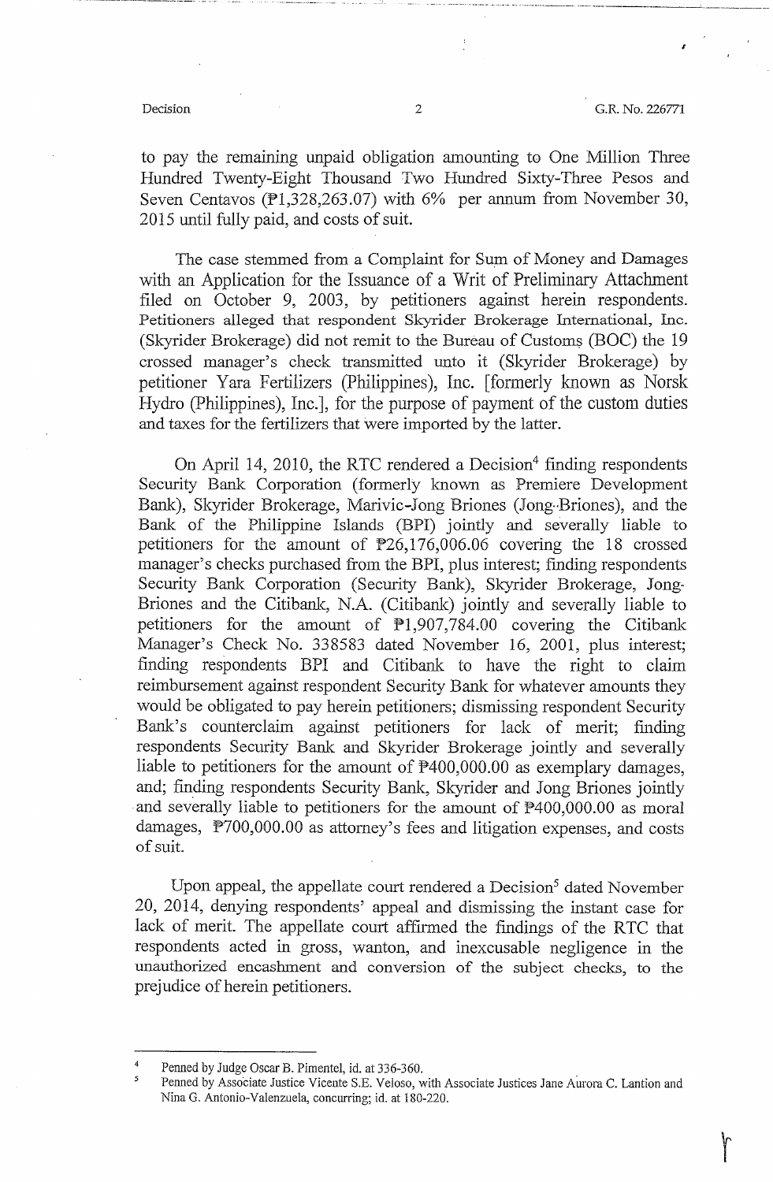to pay the remaining unpaid obligation amounting to One Million Three Hundred Twenty-Eight Thousand Two Hundred Sixty-Three Pesos and Seven Centavos (₱1,328,263.07) with 6% per annum from November 30, 2015 until fully paid, and costs of suit.

The case stemmed from a Complaint for Sum of Money and Damages with an Application for the Issuance of a Writ of Preliminary Attachment filed on October 9, 2003, by petitioners against herein respondents. Petitioners alleged that respondent Skyrider Brokerage International, Inc. (Skyrider Brokerage) did not remit to the Bureau of Customs (BOC) the 19 crossed manager's check transmitted unto it (Skyrider Brokerage) by petitioner Yara Fertilizers (Philippines), Inc. [formerly known as Norsk Hydro (Philippines), Inc.], for the purpose of payment of the custom duties and taxes for the fertilizers that were imported by the latter.

On April 14, 2010, the RTC rendered a Decision[4] finding respondents Security Bank Corporation (formerly known as Premiere Development Bank), Skyrider Brokerage, Marivic-Jong Briones (Jong-Briones), and the Bank of the Philippine Islands (BPI) jointly and severally liable to petitioners for the amount of ₱26,176,006.06 covering the 18 crossed manager's checks purchased from the BPI, plus interest; finding respondents Security Bank Corporation (Security Bank), Skyrider Brokerage, Jong-Briones and the Citibank, N.A. (Citibank) jointly and severally liable to petitioners for the amount of ₱1,907,784.00 covering the Citibank Manager's Check No. 338583 dated November 16, 2001, plus interest; finding respondents BPI and Citibank to have the right to claim reimbursement against respondent Security Bank for whatever amounts they would be obligated to pay herein petitioners; dismissing respondent Security Bank's counterclaim against petitioners for lack of merit; finding respondents Security Bank and Skyrider Brokerage jointly and severally liable to petitioners for the amount of ₱400,000.00 as exemplary damages, and; finding respondents Security Bank, Skyrider and Jong Briones jointly and severally liable to petitioners for the amount of ₱400,000.00 as moral damages, ₱700,000.00 as attorney's fees and litigation expenses, and costs of suit.

Upon appeal, the appellate court rendered a Decision[5] dated November 20, 2014, denying respondents' appeal and dismissing the instant case for lack of merit. The appellate court affirmed the findings of the RTC that respondents acted in gross, wanton, and inexcusable negligence in the unauthorized encashment and conversion of the subject checks, to the prejudice of herein petitioners.

---

[4] Penned by Judge Oscar B. Pimentel, id. at 336-360.

[5] Penned by Associate Justice Vicente S.E. Veloso, with Associate Justices Jane Aurora C. Lantion and Nina G. Antonio-Valenzuela, concurring; id. at 180-220.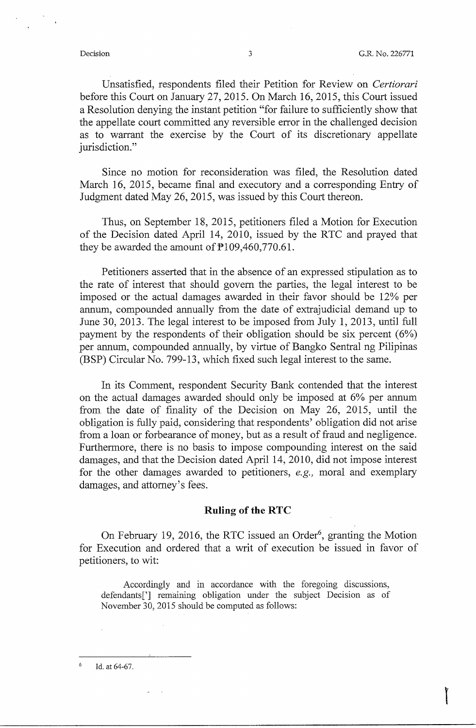Unsatisfied, respondents filed their Petition for Review on *Certiorari* before this Court on January 27, 2015. On March 16, 2015, this Court issued a Resolution denying the instant petition "for failure to sufficiently show that the appellate court committed any reversible error in the challenged decision as to warrant the exercise by the Court of its discretionary appellate jurisdiction."

Since no motion for reconsideration was filed, the Resolution dated March 16, 2015, became final and executory and a corresponding Entry of Judgment dated May 26, 2015, was issued by this Court thereon.

Thus, on September 18, 2015, petitioners filed a Motion for Execution of the Decision dated April 14, 2010, issued by the RTC and prayed that they be awarded the amount of ₱109,460,770.61.

Petitioners asserted that in the absence of an expressed stipulation as to the rate of interest that should govern the parties, the legal interest to be imposed or the actual damages awarded in their favor should be 12% per annum, compounded annually from the date of extrajudicial demand up to June 30, 2013. The legal interest to be imposed from July 1, 2013, until full payment by the respondents of their obligation should be six percent (6%) per annum, compounded annually, by virtue of Bangko Sentral ng Pilipinas (BSP) Circular No. 799-13, which fixed such legal interest to the same.

In its Comment, respondent Security Bank contended that the interest on the actual damages awarded should only be imposed at 6% per annum from the date of finality of the Decision on May 26, 2015, until the obligation is fully paid, considering that respondents' obligation did not arise from a loan or forbearance of money, but as a result of fraud and negligence. Furthermore, there is no basis to impose compounding interest on the said damages, and that the Decision dated April 14, 2010, did not impose interest for the other damages awarded to petitioners, *e.g.,* moral and exemplary damages, and attorney's fees.

## Ruling of the RTC

On February 19, 2016, the RTC issued an Order[6], granting the Motion for Execution and ordered that a writ of execution be issued in favor of petitioners, to wit:

> Accordingly and in accordance with the foregoing discussions, defendants['] remaining obligation under the subject Decision as of November 30, 2015 should be computed as follows:

---

[6] Id. at 64-67.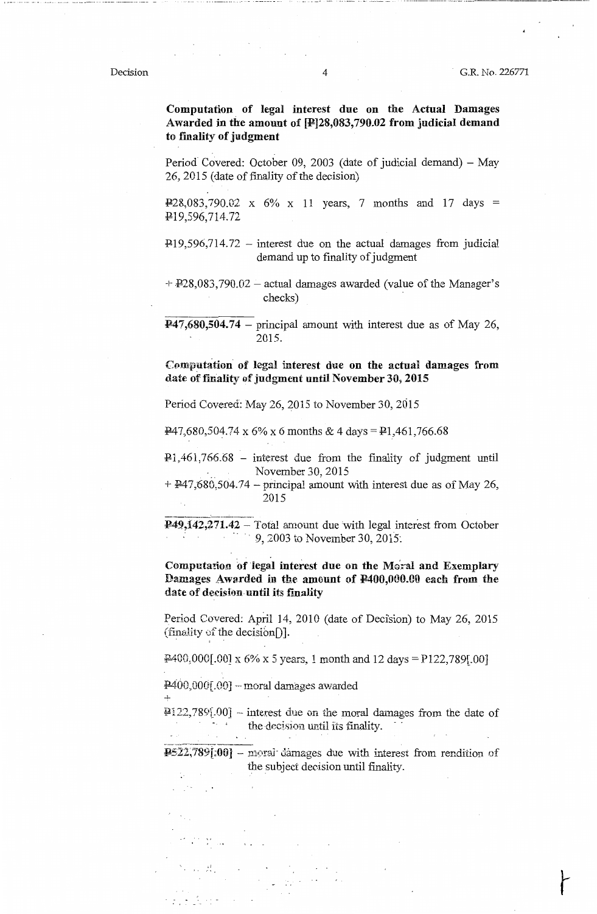**Computation of legal interest due on the Actual Damages Awarded in the amount of [₱]28,083,790.02 from judicial demand to finality of judgment**

Period Covered: October 09, 2003 (date of judicial demand) – May 26, 2015 (date of finality of the decision)

₱28,083,790.02 x 6% x 11 years, 7 months and 17 days = ₱19,596,714.72

₱19,596,714.72 – interest due on the actual damages from judicial demand up to finality of judgment

+ ₱28,083,790.02 – actual damages awarded (value of the Manager's checks)

**₱47,680,504.74** – principal amount with interest due as of May 26, 2015.

**Computation of legal interest due on the actual damages from date of finality of judgment until November 30, 2015**

Period Covered: May 26, 2015 to November 30, 2015

₱47,680,504.74 x 6% x 6 months & 4 days = ₱1,461,766.68

₱1,461,766.68 – interest due from the finality of judgment until November 30, 2015

+ ₱47,680,504.74 – principal amount with interest due as of May 26, 2015

**₱49,142,271.42** – Total amount due with legal interest from October 9, 2003 to November 30, 2015.

**Computation of legal interest due on the Moral and Exemplary Damages Awarded in the amount of ₱400,000.00 each from the date of decision until its finality**

Period Covered: April 14, 2010 (date of Decision) to May 26, 2015 (finality of the decision[)].

₱400,000[.00] x 6% x 5 years, 1 month and 12 days = P122,789[.00]

₱400,000[.00] – moral damages awarded

+

₱122,789[.00] – interest due on the moral damages from the date of the decision until its finality.

**₱522,789[.00]** – moral damages due with interest from rendition of the subject decision until finality.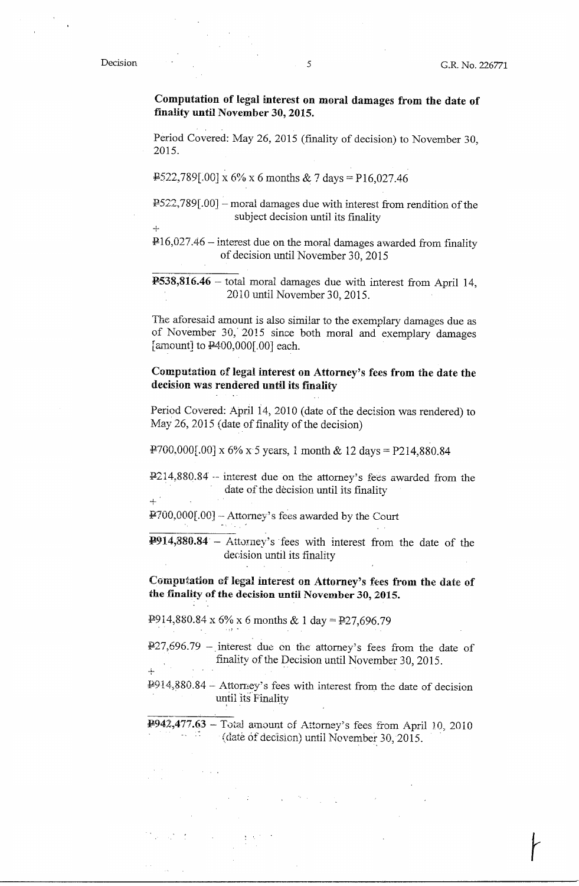**Computation of legal interest on moral damages from the date of finality until November 30, 2015.**

Period Covered: May 26, 2015 (finality of decision) to November 30, 2015.

₱522,789[.00] x 6% x 6 months & 7 days = P16,027.46

₱522,789[.00] – moral damages due with interest from rendition of the subject decision until its finality

+

₱16,027.46 – interest due on the moral damages awarded from finality of decision until November 30, 2015

**₱538,816.46** – total moral damages due with interest from April 14, 2010 until November 30, 2015.

The aforesaid amount is also similar to the exemplary damages due as of November 30, 2015 since both moral and exemplary damages [amount] to ₱400,000[.00] each.

**Computation of legal interest on Attorney's fees from the date the decision was rendered until its finality**

Period Covered: April 14, 2010 (date of the decision was rendered) to May 26, 2015 (date of finality of the decision)

₱700,000[.00] x 6% x 5 years, 1 month & 12 days = P214,880.84

₱214,880.84 – interest due on the attorney's fees awarded from the date of the decision until its finality

+

₱700,000[.00] – Attorney's fees awarded by the Court

**₱914,880.84** – Attorney's fees with interest from the date of the decision until its finality

**Computation of legal interest on Attorney's fees from the date of the finality of the decision until November 30, 2015.**

₱914,880.84 x 6% x 6 months & 1 day = ₱27,696.79

₱27,696.79 – interest due on the attorney's fees from the date of finality of the Decision until November 30, 2015.

+

₱914,880.84 – Attorney's fees with interest from the date of decision until its Finality

**₱942,477.63** – Total amount of Attorney's fees from April 10, 2010 (date of decision) until November 30, 2015.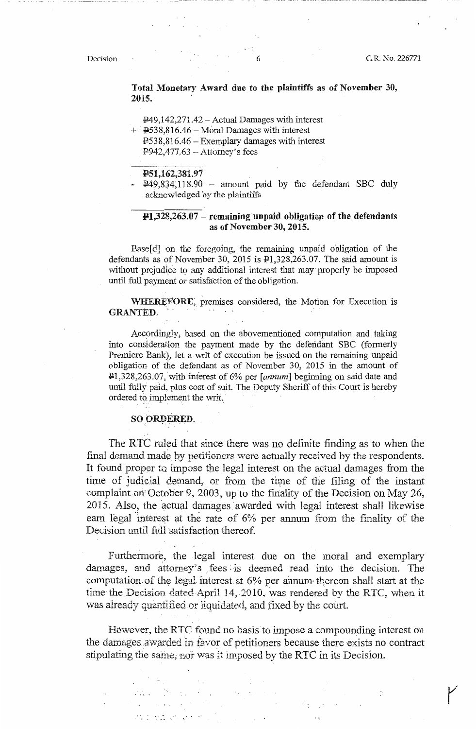**Total Monetary Award due to the plaintiffs as of November 30, 2015.**

₱49,142,271.42 – Actual Damages with interest
\+ ₱538,816.46 – Moral Damages with interest
₱538,816.46 – Exemplary damages with interest
₱942,477.63 – Attorney's fees

**₱51,162,381.97**
\- ₱49,834,118.90 – amount paid by the defendant SBC duly acknowledged by the plaintiffs

**₱1,328,263.07 – remaining unpaid obligation of the defendants as of November 30, 2015.**

Base[d] on the foregoing, the remaining unpaid obligation of the defendants as of November 30, 2015 is ₱1,328,263.07. The said amount is without prejudice to any additional interest that may properly be imposed until full payment or satisfaction of the obligation.

**WHEREFORE**, premises considered, the Motion for Execution is **GRANTED**.

Accordingly, based on the abovementioned computation and taking into consideration the payment made by the defendant SBC (formerly Premiere Bank), let a writ of execution be issued on the remaining unpaid obligation of the defendant as of November 30, 2015 in the amount of ₱1,328,263.07, with interest of 6% per [*annum*] beginning on said date and until fully paid, plus cost of suit. The Deputy Sheriff of this Court is hereby ordered to implement the writ.

**SO ORDERED.**

The RTC ruled that since there was no definite finding as to when the final demand made by petitioners were actually received by the respondents. It found proper to impose the legal interest on the actual damages from the time of judicial demand, or from the time of the filing of the instant complaint on October 9, 2003, up to the finality of the Decision on May 26, 2015. Also, the actual damages awarded with legal interest shall likewise earn legal interest at the rate of 6% per annum from the finality of the Decision until full satisfaction thereof.

Furthermore, the legal interest due on the moral and exemplary damages, and attorney's fees is deemed read into the decision. The computation of the legal interest at 6% per annum thereon shall start at the time the Decision dated April 14, 2010, was rendered by the RTC, when it was already quantified or liquidated, and fixed by the court.

However, the RTC found no basis to impose a compounding interest on the damages awarded in favor of petitioners because there exists no contract stipulating the same, nor was it imposed by the RTC in its Decision.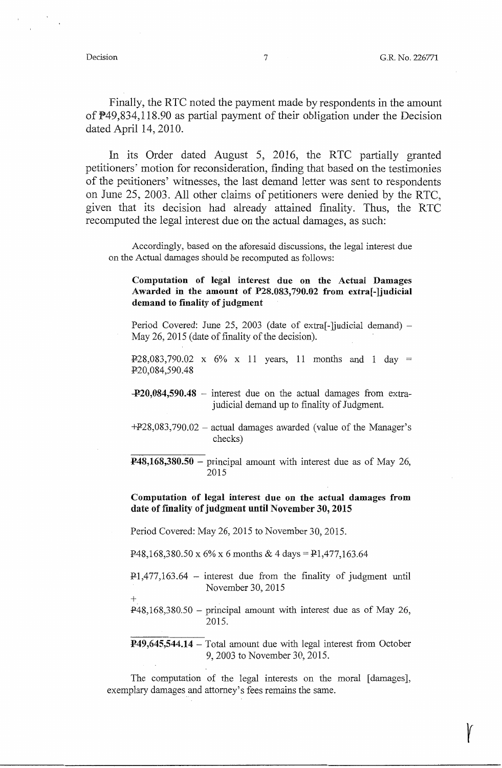Finally, the RTC noted the payment made by respondents in the amount of ₱49,834,118.90 as partial payment of their obligation under the Decision dated April 14, 2010.

In its Order dated August 5, 2016, the RTC partially granted petitioners' motion for reconsideration, finding that based on the testimonies of the petitioners' witnesses, the last demand letter was sent to respondents on June 25, 2003. All other claims of petitioners were denied by the RTC, given that its decision had already attained finality. Thus, the RTC recomputed the legal interest due on the actual damages, as such:

> Accordingly, based on the aforesaid discussions, the legal interest due on the Actual damages should be recomputed as follows:
>
> **Computation of legal interest due on the Actual Damages Awarded in the amount of P28.083,790.02 from extra[-]judicial demand to finality of judgment**
>
> Period Covered: June 25, 2003 (date of extra[-]judicial demand) – May 26, 2015 (date of finality of the decision).
>
> ₱28,083,790.02 x 6% x 11 years, 11 months and 1 day = ₱20,084,590.48
>
> **₱20,084,590.48** – interest due on the actual damages from extra-judicial demand up to finality of Judgment.
>
> +₱28,083,790.02 – actual damages awarded (value of the Manager's checks)
>
> **₱48,168,380.50** – principal amount with interest due as of May 26, 2015
>
> **Computation of legal interest due on the actual damages from date of finality of judgment until November 30, 2015**
>
> Period Covered: May 26, 2015 to November 30, 2015.
>
> ₱48,168,380.50 x 6% x 6 months & 4 days = ₱1,477,163.64
>
> ₱1,477,163.64 – interest due from the finality of judgment until November 30, 2015
>
> +
>
> ₱48,168,380.50 – principal amount with interest due as of May 26, 2015.
>
> **₱49,645,544.14** – Total amount due with legal interest from October 9, 2003 to November 30, 2015.
>
> The computation of the legal interests on the moral [damages], exemplary damages and attorney's fees remains the same.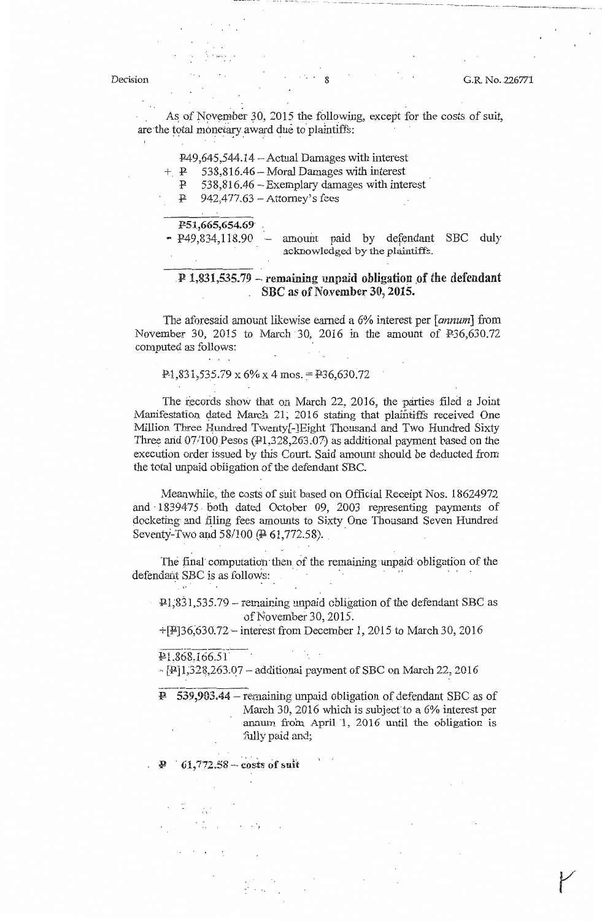As of November 30, 2015 the following, except for the costs of suit, are the total monetary award due to plaintiffs:

₱49,645,544.14 – Actual Damages with interest
+ ₱ 538,816.46 – Moral Damages with interest
₱ 538,816.46 – Exemplary damages with interest
₱ 942,477.63 – Attorney's fees

₱51,665,654.69
- ₱49,834,118.90 – amount paid by defendant SBC duly acknowledged by the plaintiffs.

**₱ 1,831,535.79 – remaining unpaid obligation of the defendant SBC as of November 30, 2015.**

The aforesaid amount likewise earned a 6% interest per [*annum*] from November 30, 2015 to March 30, 2016 in the amount of ₱36,630.72 computed as follows:

₱1,831,535.79 x 6% x 4 mos. = ₱36,630.72

The records show that on March 22, 2016, the parties filed a Joint Manifestation dated March 21, 2016 stating that plaintiffs received One Million Three Hundred Twenty[-]Eight Thousand and Two Hundred Sixty Three and 07/100 Pesos (₱1,328,263.07) as additional payment based on the execution order issued by this Court. Said amount should be deducted from the total unpaid obligation of the defendant SBC.

Meanwhile, the costs of suit based on Official Receipt Nos. 18624972 and 1839475 both dated October 09, 2003 representing payments of docketing and filing fees amounts to Sixty One Thousand Seven Hundred Seventy-Two and 58/100 (₱ 61,772.58).

The final computation then of the remaining unpaid obligation of the defendant SBC is as follows:

₱1,831,535.79 – remaining unpaid obligation of the defendant SBC as of November 30, 2015.
+[₱]36,630.72 – interest from December 1, 2015 to March 30, 2016

₱1,868,166.51
- [₱]1,328,263.07 – additional payment of SBC on March 22, 2016

₱ 539,903.44 – remaining unpaid obligation of defendant SBC as of March 30, 2016 which is subject to a 6% interest per annum from April 1, 2016 until the obligation is fully paid and;

**₱ 61,772.58 – costs of suit**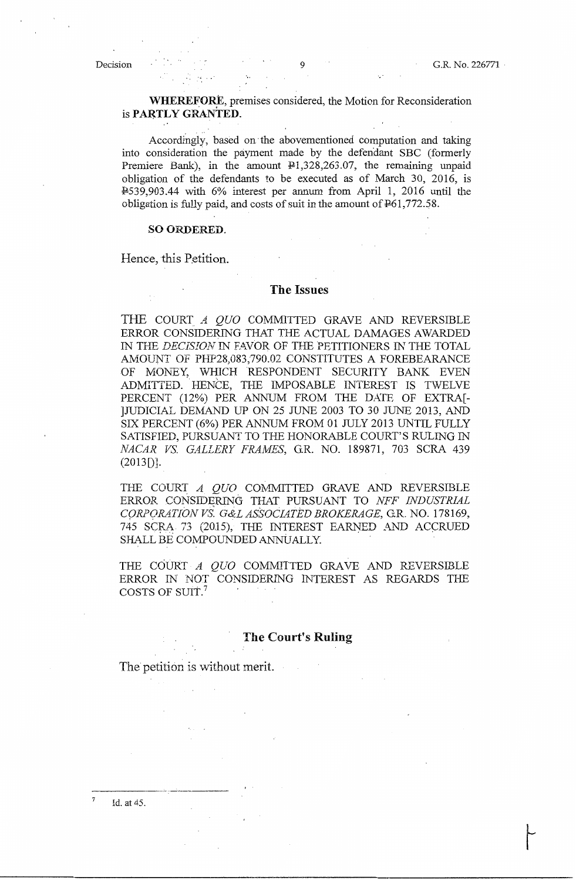**WHEREFORE**, premises considered, the Motion for Reconsideration is **PARTLY GRANTED.**

Accordingly, based on the abovementioned computation and taking into consideration the payment made by the defendant SBC (formerly Premiere Bank), in the amount ₱1,328,263.07, the remaining unpaid obligation of the defendants to be executed as of March 30, 2016, is ₱539,903.44 with 6% interest per annum from April 1, 2016 until the obligation is fully paid, and costs of suit in the amount of ₱61,772.58.

**SO ORDERED.**

Hence, this Petition.

## The Issues

THE COURT *A QUO* COMMITTED GRAVE AND REVERSIBLE ERROR CONSIDERING THAT THE ACTUAL DAMAGES AWARDED IN THE *DECISION* IN FAVOR OF THE PETITIONERS IN THE TOTAL AMOUNT OF PHP28,083,790.02 CONSTITUTES A FOREBEARANCE OF MONEY, WHICH RESPONDENT SECURITY BANK EVEN ADMITTED. HENCE, THE IMPOSABLE INTEREST IS TWELVE PERCENT (12%) PER ANNUM FROM THE DATE OF EXTRA[-]JUDICIAL DEMAND UP ON 25 JUNE 2003 TO 30 JUNE 2013, AND SIX PERCENT (6%) PER ANNUM FROM 01 JULY 2013 UNTIL FULLY SATISFIED, PURSUANT TO THE HONORABLE COURT'S RULING IN *NACAR VS. GALLERY FRAMES*, G.R. NO. 189871, 703 SCRA 439 (2013[)].

THE COURT *A QUO* COMMITTED GRAVE AND REVERSIBLE ERROR CONSIDERING THAT PURSUANT TO *NFF INDUSTRIAL CORPORATION VS. G&L ASSOCIATED BROKERAGE*, G.R. NO. 178169, 745 SCRA 73 (2015), THE INTEREST EARNED AND ACCRUED SHALL BE COMPOUNDED ANNUALLY.

THE COURT *A QUO* COMMITTED GRAVE AND REVERSIBLE ERROR IN NOT CONSIDERING INTEREST AS REGARDS THE COSTS OF SUIT.[7]

## The Court's Ruling

The petition is without merit.

---

[7] Id. at 45.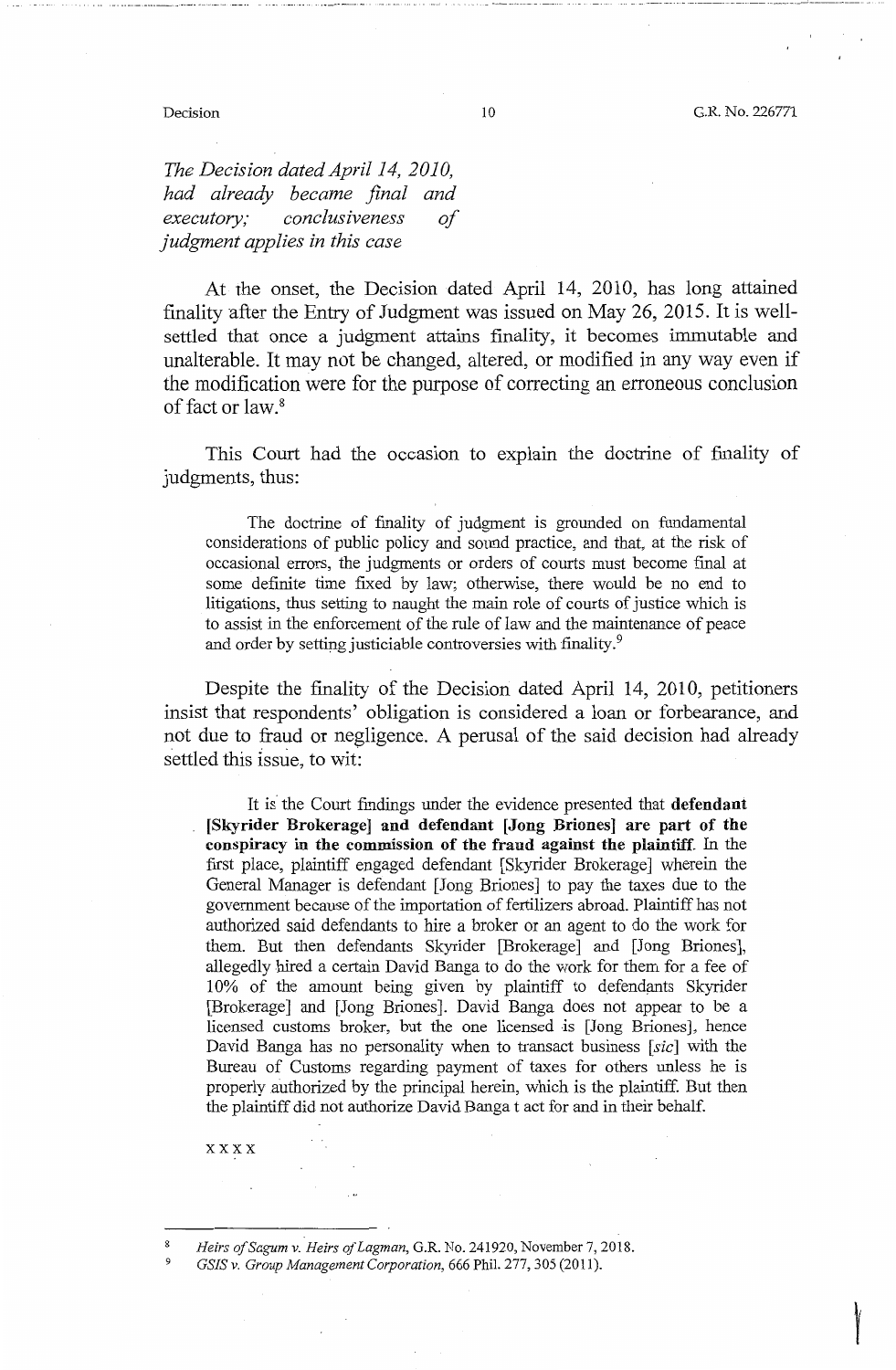*The Decision dated April 14, 2010, had already became final and executory; conclusiveness of judgment applies in this case*

At the onset, the Decision dated April 14, 2010, has long attained finality after the Entry of Judgment was issued on May 26, 2015. It is well-settled that once a judgment attains finality, it becomes immutable and unalterable. It may not be changed, altered, or modified in any way even if the modification were for the purpose of correcting an erroneous conclusion of fact or law.[8]

This Court had the occasion to explain the doctrine of finality of judgments, thus:

> The doctrine of finality of judgment is grounded on fundamental considerations of public policy and sound practice, and that, at the risk of occasional errors, the judgments or orders of courts must become final at some definite time fixed by law; otherwise, there would be no end to litigations, thus setting to naught the main role of courts of justice which is to assist in the enforcement of the rule of law and the maintenance of peace and order by setting justiciable controversies with finality.[9]

Despite the finality of the Decision dated April 14, 2010, petitioners insist that respondents' obligation is considered a loan or forbearance, and not due to fraud or negligence. A perusal of the said decision had already settled this issue, to wit:

> It is the Court findings under the evidence presented that **defendant [Skyrider Brokerage] and defendant [Jong Briones] are part of the conspiracy in the commission of the fraud against the plaintiff**. In the first place, plaintiff engaged defendant [Skyrider Brokerage] wherein the General Manager is defendant [Jong Briones] to pay the taxes due to the government because of the importation of fertilizers abroad. Plaintiff has not authorized said defendants to hire a broker or an agent to do the work for them. But then defendants Skyrider [Brokerage] and [Jong Briones], allegedly hired a certain David Banga to do the work for them for a fee of 10% of the amount being given by plaintiff to defendants Skyrider [Brokerage] and [Jong Briones]. David Banga does not appear to be a licensed customs broker, but the one licensed is [Jong Briones], hence David Banga has no personality when to transact business [*sic*] with the Bureau of Customs regarding payment of taxes for others unless he is properly authorized by the principal herein, which is the plaintiff. But then the plaintiff did not authorize David Banga t act for and in their behalf.
>
> x x x x

---

[8] *Heirs of Sagum v. Heirs of Lagman*, G.R. No. 241920, November 7, 2018.

[9] *GSIS v. Group Management Corporation*, 666 Phil. 277, 305 (2011).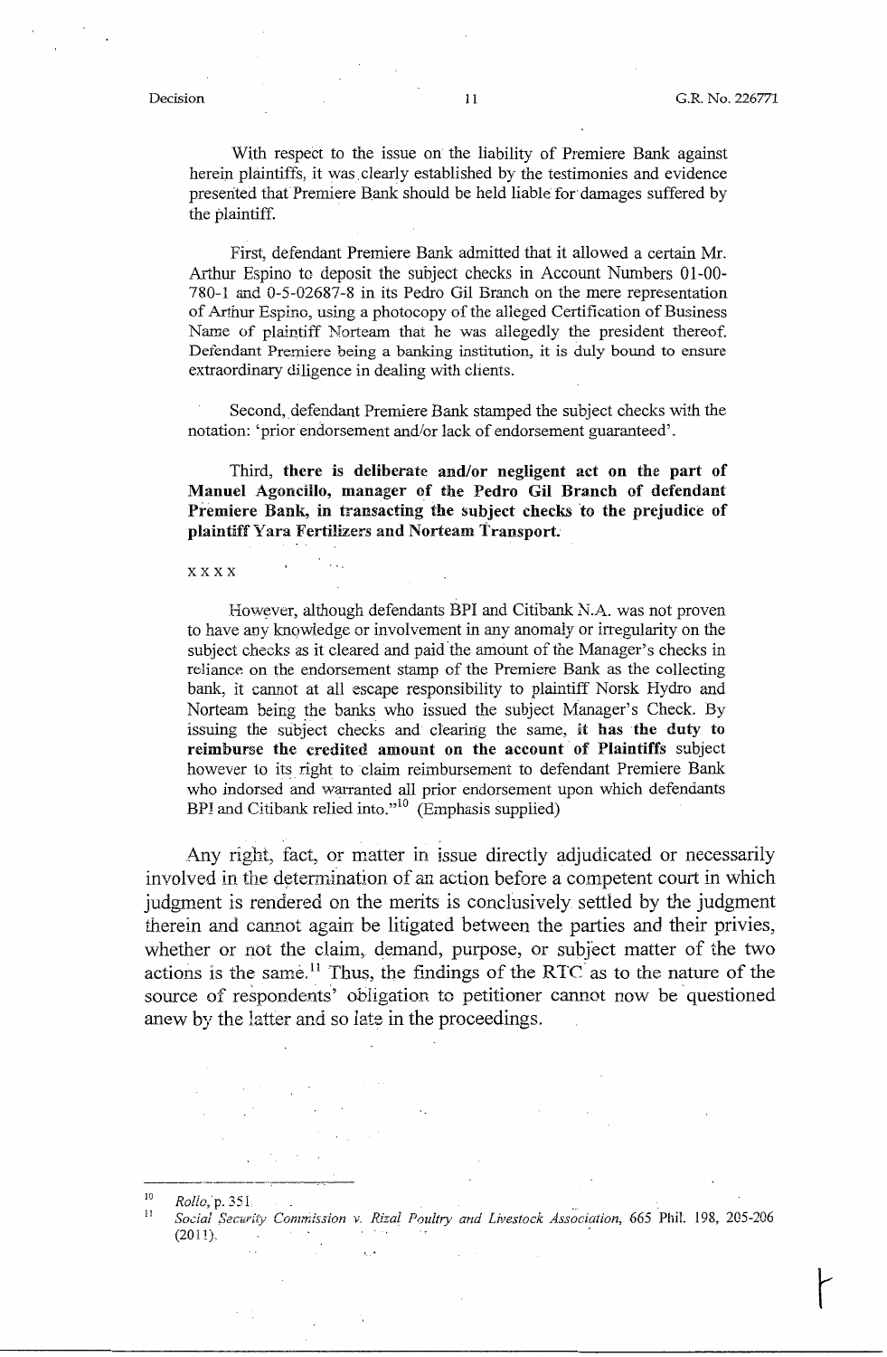With respect to the issue on the liability of Premiere Bank against herein plaintiffs, it was clearly established by the testimonies and evidence presented that Premiere Bank should be held liable for damages suffered by the plaintiff.

First, defendant Premiere Bank admitted that it allowed a certain Mr. Arthur Espino to deposit the subject checks in Account Numbers 01-00-780-1 and 0-5-02687-8 in its Pedro Gil Branch on the mere representation of Arthur Espino, using a photocopy of the alleged Certification of Business Name of plaintiff Norteam that he was allegedly the president thereof. Defendant Premiere being a banking institution, it is duly bound to ensure extraordinary diligence in dealing with clients.

Second, defendant Premiere Bank stamped the subject checks with the notation: 'prior endorsement and/or lack of endorsement guaranteed'.

Third, **there is deliberate and/or negligent act on the part of Manuel Agoncillo, manager of the Pedro Gil Branch of defendant Premiere Bank, in transacting the subject checks to the prejudice of plaintiff Yara Fertilizers and Norteam Transport.**

x x x x

However, although defendants BPI and Citibank N.A. was not proven to have any knowledge or involvement in any anomaly or irregularity on the subject checks as it cleared and paid the amount of the Manager's checks in reliance on the endorsement stamp of the Premiere Bank as the collecting bank, it cannot at all escape responsibility to plaintiff Norsk Hydro and Norteam being the banks who issued the subject Manager's Check. By issuing the subject checks and clearing the same, **it has the duty to reimburse the credited amount on the account of Plaintiffs** subject however to its right to claim reimbursement to defendant Premiere Bank who indorsed and warranted all prior endorsement upon which defendants BPI and Citibank relied into."[10] (Emphasis supplied)

Any right, fact, or matter in issue directly adjudicated or necessarily involved in the determination of an action before a competent court in which judgment is rendered on the merits is conclusively settled by the judgment therein and cannot again be litigated between the parties and their privies, whether or not the claim, demand, purpose, or subject matter of the two actions is the same.[11] Thus, the findings of the RTC as to the nature of the source of respondents' obligation to petitioner cannot now be questioned anew by the latter and so late in the proceedings.

---

[10] *Rollo*, p. 351.

[11] *Social Security Commission v. Rizal Poultry and Livestock Association*, 665 Phil. 198, 205-206 (2011).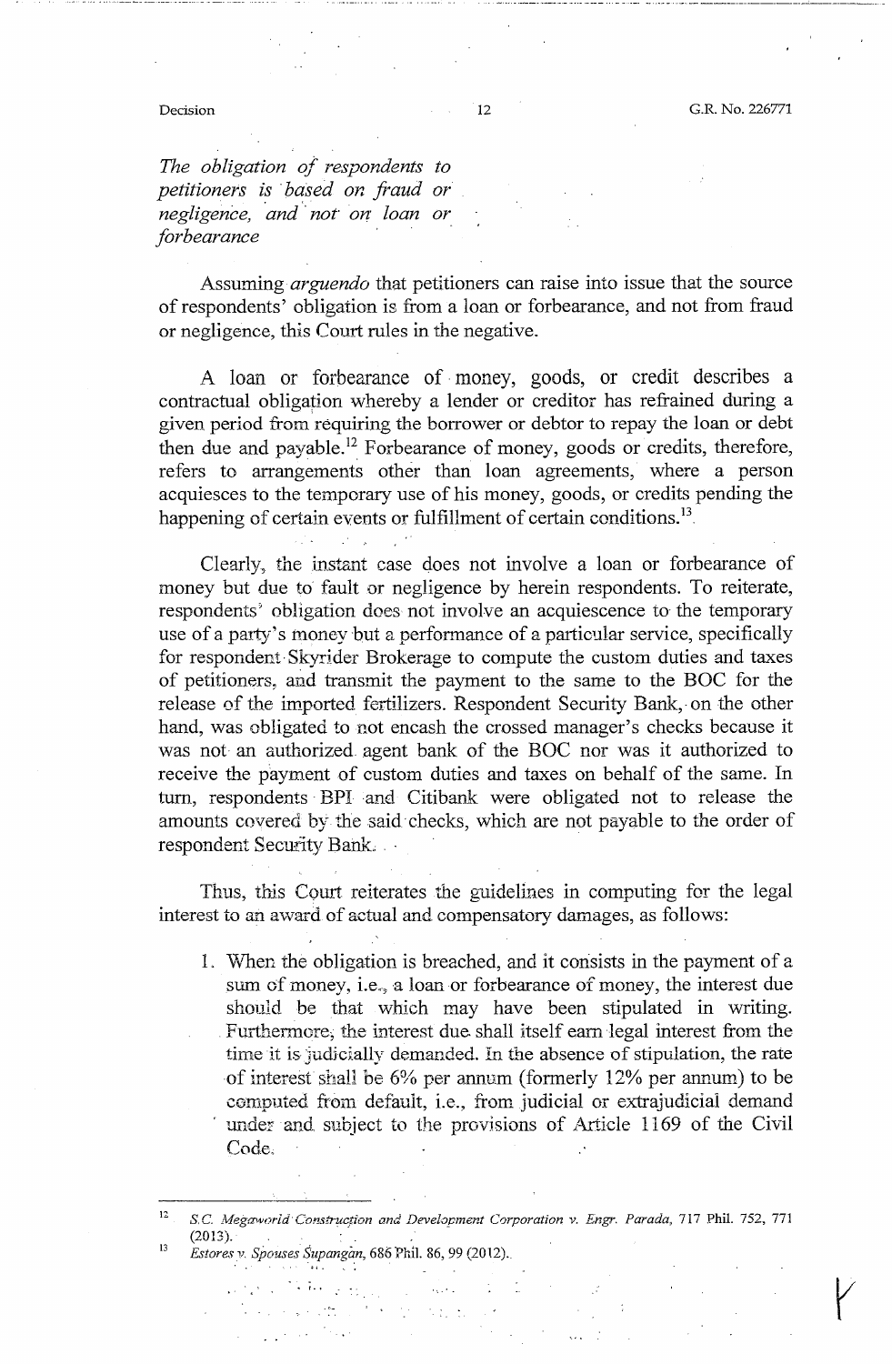*The obligation of respondents to petitioners is based on fraud or negligence, and not on loan or forbearance*

Assuming *arguendo* that petitioners can raise into issue that the source of respondents' obligation is from a loan or forbearance, and not from fraud or negligence, this Court rules in the negative.

A loan or forbearance of money, goods, or credit describes a contractual obligation whereby a lender or creditor has refrained during a given period from requiring the borrower or debtor to repay the loan or debt then due and payable.[12] Forbearance of money, goods or credits, therefore, refers to arrangements other than loan agreements, where a person acquiesces to the temporary use of his money, goods, or credits pending the happening of certain events or fulfillment of certain conditions.[13]

Clearly, the instant case does not involve a loan or forbearance of money but due to fault or negligence by herein respondents. To reiterate, respondents' obligation does not involve an acquiescence to the temporary use of a party's money but a performance of a particular service, specifically for respondent Skyrider Brokerage to compute the custom duties and taxes of petitioners, and transmit the payment to the same to the BOC for the release of the imported fertilizers. Respondent Security Bank, on the other hand, was obligated to not encash the crossed manager's checks because it was not an authorized agent bank of the BOC nor was it authorized to receive the payment of custom duties and taxes on behalf of the same. In turn, respondents BPI and Citibank were obligated not to release the amounts covered by the said checks, which are not payable to the order of respondent Security Bank.

Thus, this Court reiterates the guidelines in computing for the legal interest to an award of actual and compensatory damages, as follows:

1. When the obligation is breached, and it consists in the payment of a sum of money, i.e., a loan or forbearance of money, the interest due should be that which may have been stipulated in writing. Furthermore, the interest due shall itself earn legal interest from the time it is judicially demanded. In the absence of stipulation, the rate of interest shall be 6% per annum (formerly 12% per annum) to be computed from default, i.e., from judicial or extrajudicial demand under and subject to the provisions of Article 1169 of the Civil Code.

---

[12] *S.C. Megaworld Construction and Development Corporation v. Engr. Parada*, 717 Phil. 752, 771 (2013).

[13] *Estores v. Spouses Supangan*, 686 Phil. 86, 99 (2012).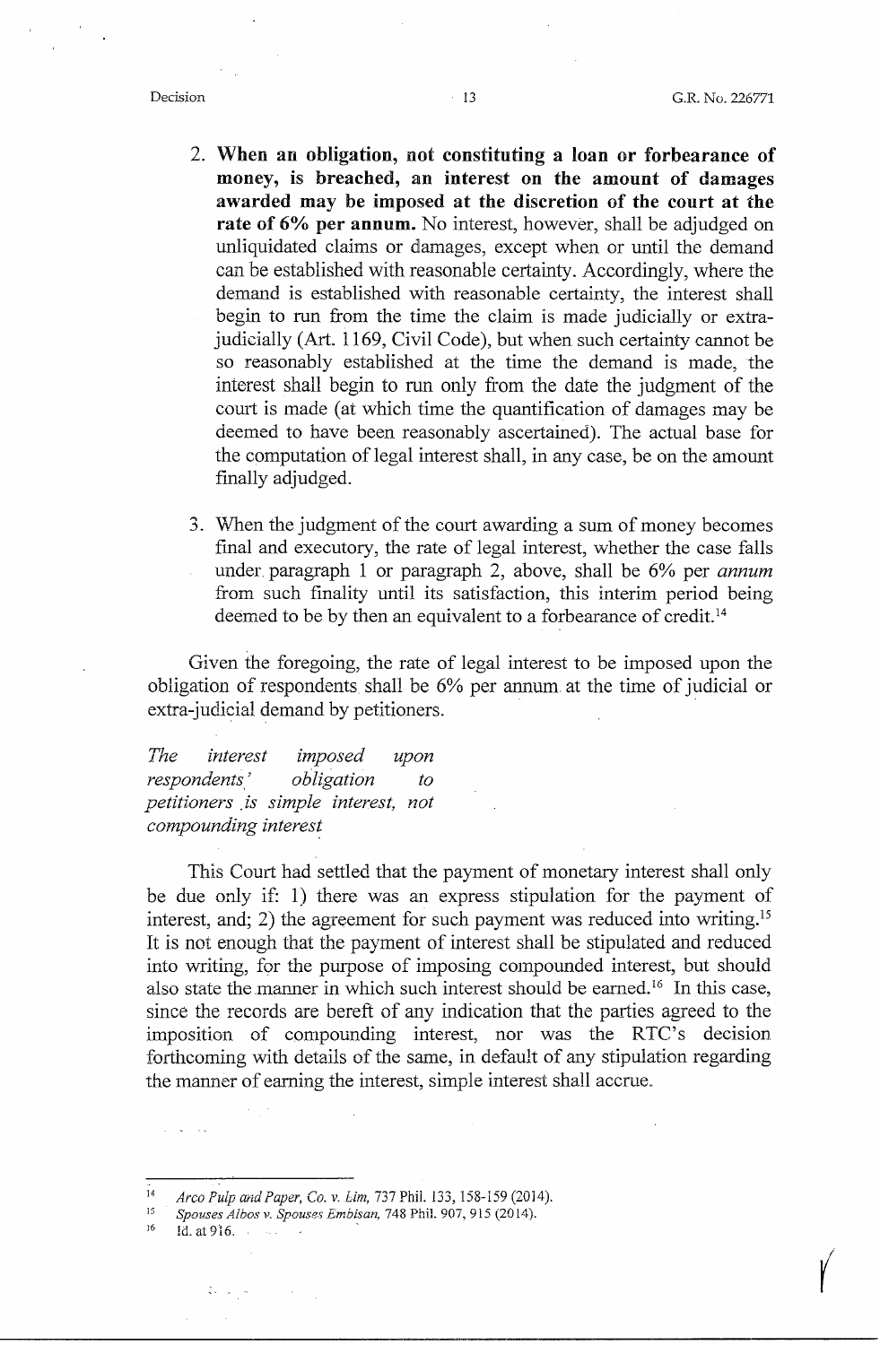2. **When an obligation, not constituting a loan or forbearance of money, is breached, an interest on the amount of damages awarded may be imposed at the discretion of the court at the rate of 6% per annum.** No interest, however, shall be adjudged on unliquidated claims or damages, except when or until the demand can be established with reasonable certainty. Accordingly, where the demand is established with reasonable certainty, the interest shall begin to run from the time the claim is made judicially or extra-judicially (Art. 1169, Civil Code), but when such certainty cannot be so reasonably established at the time the demand is made, the interest shall begin to run only from the date the judgment of the court is made (at which time the quantification of damages may be deemed to have been reasonably ascertained). The actual base for the computation of legal interest shall, in any case, be on the amount finally adjudged.

3. When the judgment of the court awarding a sum of money becomes final and executory, the rate of legal interest, whether the case falls under paragraph 1 or paragraph 2, above, shall be 6% per *annum* from such finality until its satisfaction, this interim period being deemed to be by then an equivalent to a forbearance of credit.[14]

Given the foregoing, the rate of legal interest to be imposed upon the obligation of respondents shall be 6% per annum at the time of judicial or extra-judicial demand by petitioners.

*The interest imposed upon respondents' obligation to petitioners is simple interest, not compounding interest*

This Court had settled that the payment of monetary interest shall only be due only if: 1) there was an express stipulation for the payment of interest, and; 2) the agreement for such payment was reduced into writing.[15] It is not enough that the payment of interest shall be stipulated and reduced into writing, for the purpose of imposing compounded interest, but should also state the manner in which such interest should be earned.[16] In this case, since the records are bereft of any indication that the parties agreed to the imposition of compounding interest, nor was the RTC's decision forthcoming with details of the same, in default of any stipulation regarding the manner of earning the interest, simple interest shall accrue.

---

[14] *Arco Pulp and Paper, Co. v. Lim*, 737 Phil. 133, 158-159 (2014).

[15] *Spouses Albos v. Spouses Embisan*, 748 Phil. 907, 915 (2014).

[16] Id. at 916.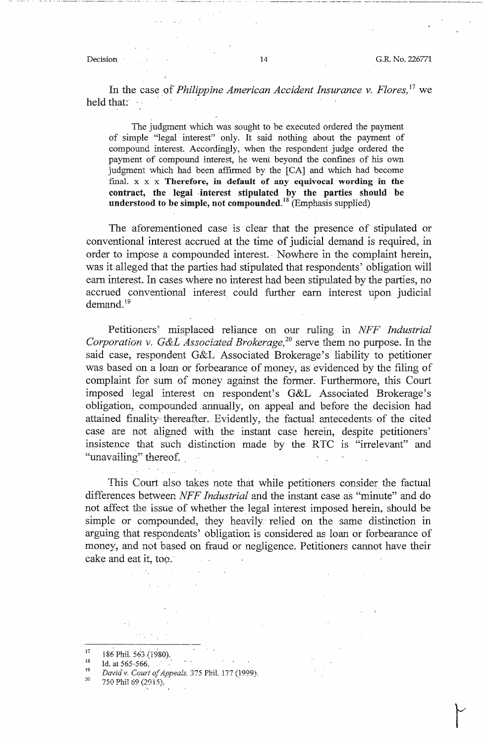In the case of *Philippine American Accident Insurance v. Flores,*[17] we held that:

> The judgment which was sought to be executed ordered the payment of simple "legal interest" only. It said nothing about the payment of compound interest. Accordingly, when the respondent judge ordered the payment of compound interest, he went beyond the confines of his own judgment which had been affirmed by the [CA] and which had become final. x x x **Therefore, in default of any equivocal wording in the contract, the legal interest stipulated by the parties should be understood to be simple, not compounded.**[18] (Emphasis supplied)

The aforementioned case is clear that the presence of stipulated or conventional interest accrued at the time of judicial demand is required, in order to impose a compounded interest. Nowhere in the complaint herein, was it alleged that the parties had stipulated that respondents' obligation will earn interest. In cases where no interest had been stipulated by the parties, no accrued conventional interest could further earn interest upon judicial demand.[19]

Petitioners' misplaced reliance on our ruling in *NFF Industrial Corporation v. G&L Associated Brokerage,*[20] serve them no purpose. In the said case, respondent G&L Associated Brokerage's liability to petitioner was based on a loan or forbearance of money, as evidenced by the filing of complaint for sum of money against the former. Furthermore, this Court imposed legal interest on respondent's G&L Associated Brokerage's obligation, compounded annually, on appeal and before the decision had attained finality thereafter. Evidently, the factual antecedents of the cited case are not aligned with the instant case herein, despite petitioners' insistence that such distinction made by the RTC is "irrelevant" and "unavailing" thereof.

This Court also takes note that while petitioners consider the factual differences between *NFF Industrial* and the instant case as "minute" and do not affect the issue of whether the legal interest imposed herein, should be simple or compounded, they heavily relied on the same distinction in arguing that respondents' obligation is considered as loan or forbearance of money, and not based on fraud or negligence. Petitioners cannot have their cake and eat it, too.

---

[17] 186 Phil. 563 (1980).

[18] Id. at 565-566.

[19] *David v. Court of Appeals,* 375 Phil. 177 (1999).

[20] 750 Phil 69 (2015).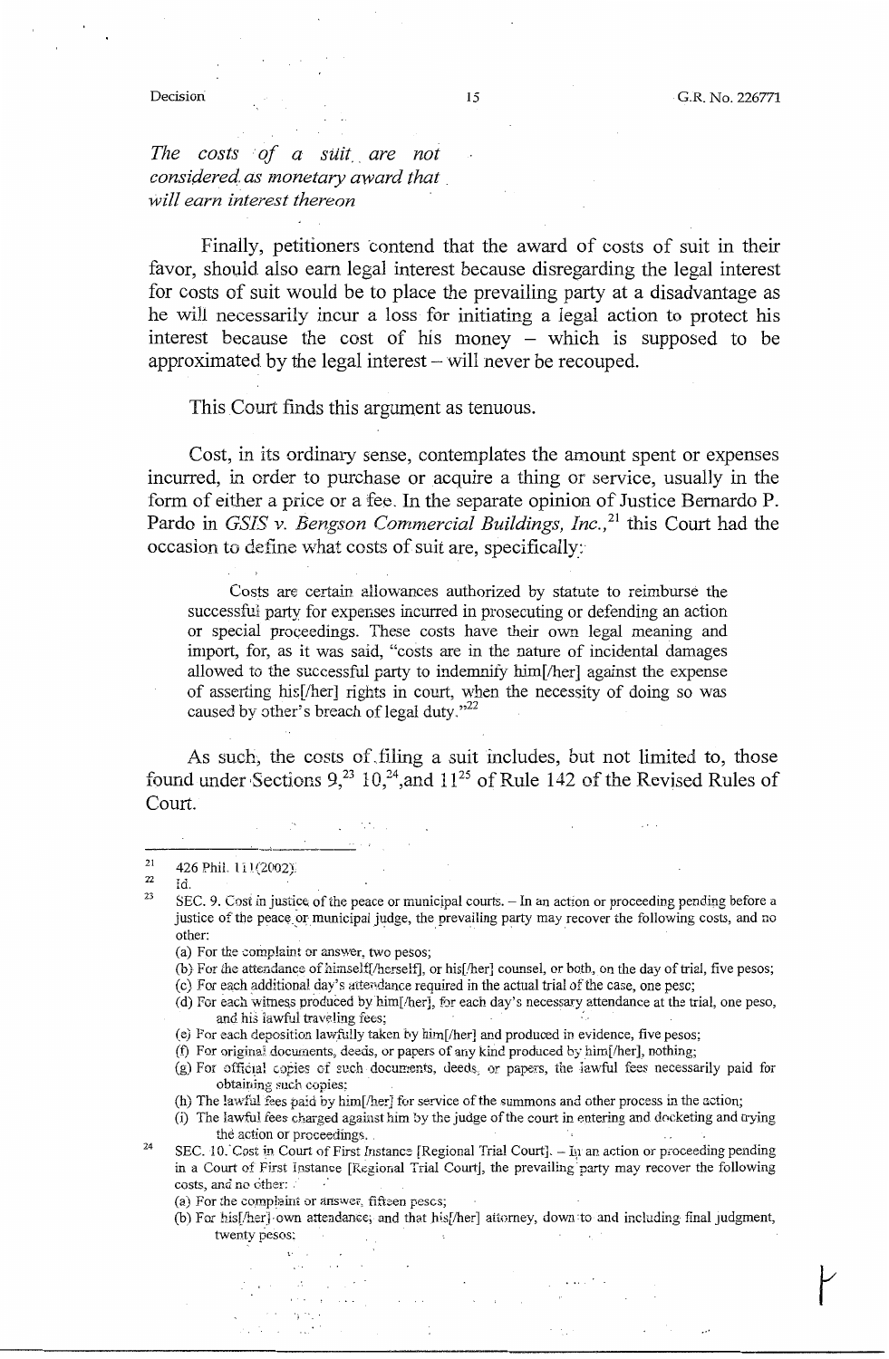*The costs of a suit are not considered as monetary award that will earn interest thereon*

Finally, petitioners contend that the award of costs of suit in their favor, should also earn legal interest because disregarding the legal interest for costs of suit would be to place the prevailing party at a disadvantage as he will necessarily incur a loss for initiating a legal action to protect his interest because the cost of his money – which is supposed to be approximated by the legal interest – will never be recouped.

This Court finds this argument as tenuous.

Cost, in its ordinary sense, contemplates the amount spent or expenses incurred, in order to purchase or acquire a thing or service, usually in the form of either a price or a fee. In the separate opinion of Justice Bernardo P. Pardo in *GSIS v. Bengson Commercial Buildings, Inc.*,[21] this Court had the occasion to define what costs of suit are, specifically:

> Costs are certain allowances authorized by statute to reimburse the successful party for expenses incurred in prosecuting or defending an action or special proceedings. These costs have their own legal meaning and import, for, as it was said, "costs are in the nature of incidental damages allowed to the successful party to indemnify him[/her] against the expense of asserting his[/her] rights in court, when the necessity of doing so was caused by other's breach of legal duty."[22]

As such, the costs of filing a suit includes, but not limited to, those found under Sections 9,[23] 10,[24] and 11[25] of Rule 142 of the Revised Rules of Court.

---

[21] 426 Phil. 111 (2002).

[22] Id.

[23] SEC. 9. Cost in justice of the peace or municipal courts. – In an action or proceeding pending before a justice of the peace or municipal judge, the prevailing party may recover the following costs, and no other:
(a) For the complaint or answer, two pesos;
(b) For the attendance of himself[/herself], or his[/her] counsel, or both, on the day of trial, five pesos;
(c) For each additional day's attendance required in the actual trial of the case, one peso;
(d) For each witness produced by him[/her], for each day's necessary attendance at the trial, one peso, and his lawful traveling fees;
(e) For each deposition lawfully taken by him[/her] and produced in evidence, five pesos;
(f) For original documents, deeds, or papers of any kind produced by him[/her], nothing;
(g) For official copies of such documents, deeds, or papers, the lawful fees necessarily paid for obtaining such copies;
(h) The lawful fees paid by him[/her] for service of the summons and other process in the action;
(i) The lawful fees charged against him by the judge of the court in entering and docketing and trying the action or proceedings.

[24] SEC. 10. Cost in Court of First Instance [Regional Trial Court]. – In an action or proceeding pending in a Court of First Instance [Regional Trial Court], the prevailing party may recover the following costs, and no other:
(a) For the complaint or answer, fifteen pesos;
(b) For his[/her] own attendance, and that his[/her] attorney, down to and including final judgment, twenty pesos;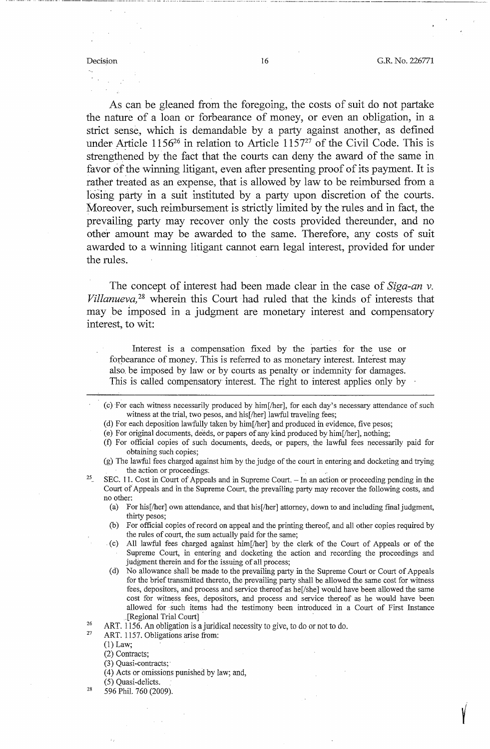As can be gleaned from the foregoing, the costs of suit do not partake the nature of a loan or forbearance of money, or even an obligation, in a strict sense, which is demandable by a party against another, as defined under Article 1156[26] in relation to Article 1157[27] of the Civil Code. This is strengthened by the fact that the courts can deny the award of the same in favor of the winning litigant, even after presenting proof of its payment. It is rather treated as an expense, that is allowed by law to be reimbursed from a losing party in a suit instituted by a party upon discretion of the courts. Moreover, such reimbursement is strictly limited by the rules and in fact, the prevailing party may recover only the costs provided thereunder, and no other amount may be awarded to the same. Therefore, any costs of suit awarded to a winning litigant cannot earn legal interest, provided for under the rules.

The concept of interest had been made clear in the case of *Siga-an v. Villanueva,*[28] wherein this Court had ruled that the kinds of interests that may be imposed in a judgment are monetary interest and compensatory interest, to wit:

> Interest is a compensation fixed by the parties for the use or forbearance of money. This is referred to as monetary interest. Interest may also be imposed by law or by courts as penalty or indemnity for damages. This is called compensatory interest. The right to interest applies only by

---

(c) For each witness necessarily produced by him[/her], for each day's necessary attendance of such witness at the trial, two pesos, and his[/her] lawful traveling fees;

(d) For each deposition lawfully taken by him[/her] and produced in evidence, five pesos;

(e) For original documents, deeds, or papers of any kind produced by him[/her], nothing;

(f) For official copies of such documents, deeds, or papers, the lawful fees necessarily paid for obtaining such copies;

(g) The lawful fees charged against him by the judge of the court in entering and docketing and trying the action or proceedings.

[25] SEC. 11. Cost in Court of Appeals and in Supreme Court. – In an action or proceeding pending in the Court of Appeals and in the Supreme Court, the prevailing party may recover the following costs, and no other:

(a) For his[/her] own attendance, and that his[/her] attorney, down to and including final judgment, thirty pesos;

(b) For official copies of record on appeal and the printing thereof, and all other copies required by the rules of court, the sum actually paid for the same;

(c) All lawful fees charged against him[/her] by the clerk of the Court of Appeals or of the Supreme Court, in entering and docketing the action and recording the proceedings and judgment therein and for the issuing of all process;

(d) No allowance shall be made to the prevailing party in the Supreme Court or Court of Appeals for the brief transmitted thereto, the prevailing party shall be allowed the same cost for witness fees, depositors, and process and service thereof as he[/she] would have been allowed the same cost for witness fees, depositors, and process and service thereof as he would have been allowed for such items had the testimony been introduced in a Court of First Instance [Regional Trial Court]

[26] ART. 1156. An obligation is a juridical necessity to give, to do or not to do.

[27] ART. 1157. Obligations arise from:

(1) Law;

(2) Contracts;

(3) Quasi-contracts;

(4) Acts or omissions punished by law; and,

(5) Quasi-delicts.

[28] 596 Phil. 760 (2009).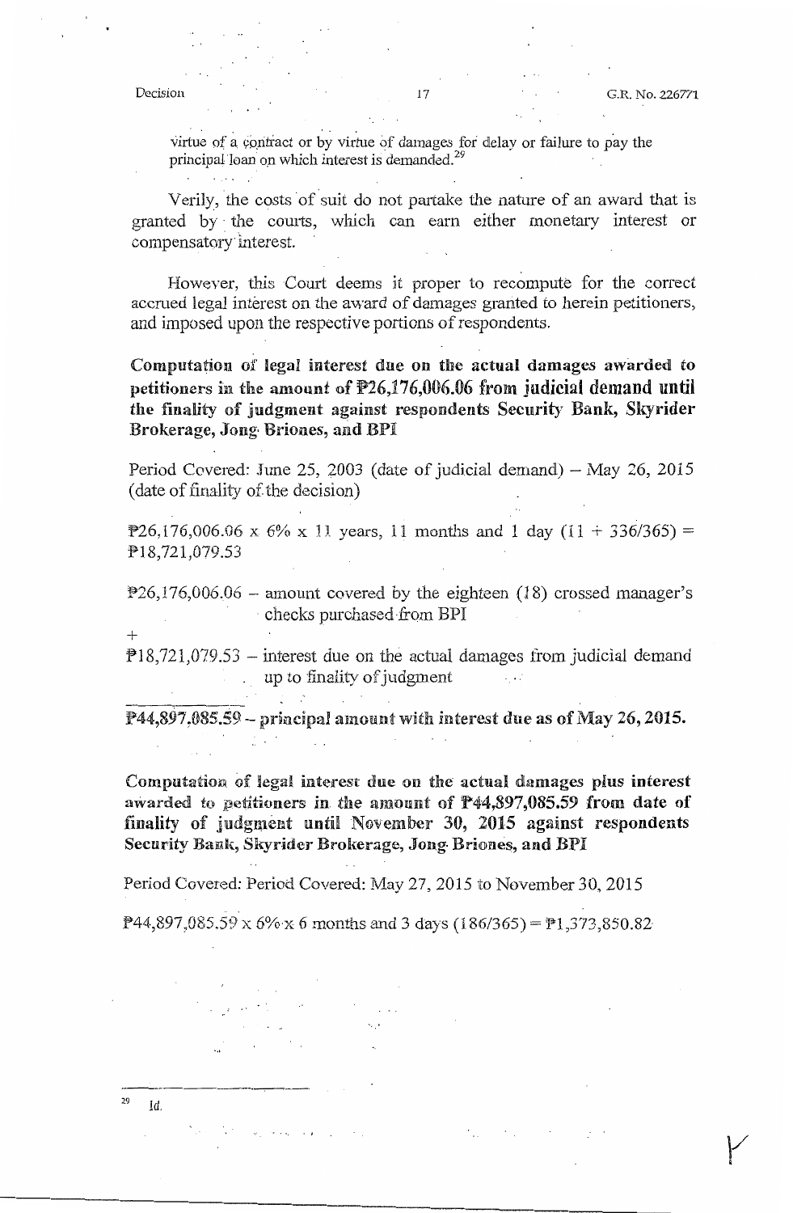virtue of a contract or by virtue of damages for delay or failure to pay the principal loan on which interest is demanded.[29]

Verily, the costs of suit do not partake the nature of an award that is granted by the courts, which can earn either monetary interest or compensatory interest.

However, this Court deems it proper to recompute for the correct accrued legal interest on the award of damages granted to herein petitioners, and imposed upon the respective portions of respondents.

**Computation of legal interest due on the actual damages awarded to petitioners in the amount of ₱26,176,006.06 from judicial demand until the finality of judgment against respondents Security Bank, Skyrider Brokerage, Jong Briones, and BPI**

Period Covered: June 25, 2003 (date of judicial demand) – May 26, 2015 (date of finality of the decision)

₱26,176,006.06 x 6% x 11 years, 11 months and 1 day (11 + 336/365) = ₱18,721,079.53

₱26,176,006.06 – amount covered by the eighteen (18) crossed manager's checks purchased from BPI

\+

₱18,721,079.53 – interest due on the actual damages from judicial demand up to finality of judgment

---

**₱44,897,085.59 – principal amount with interest due as of May 26, 2015.**

**Computation of legal interest due on the actual damages plus interest awarded to petitioners in the amount of ₱44,897,085.59 from date of finality of judgment until November 30, 2015 against respondents Security Bank, Skyrider Brokerage, Jong Briones, and BPI**

Period Covered: Period Covered: May 27, 2015 to November 30, 2015

₱44,897,085.59 x 6% x 6 months and 3 days (186/365) = ₱1,373,850.82

---

[29] Id.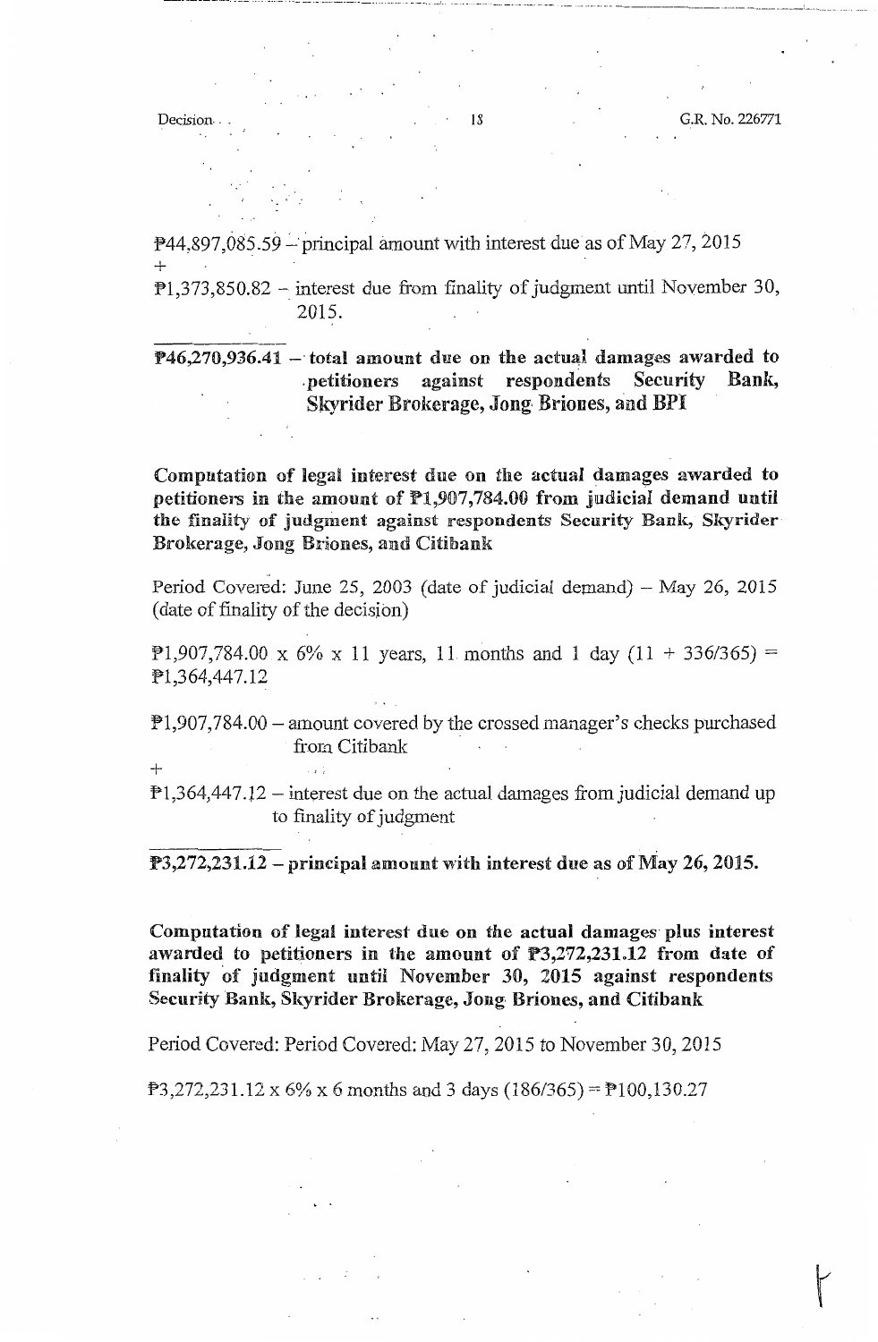₱44,897,085.59 – principal amount with interest due as of May 27, 2015
+
₱1,373,850.82 – interest due from finality of judgment until November 30, 2015.

**₱46,270,936.41 – total amount due on the actual damages awarded to petitioners against respondents Security Bank, Skyrider Brokerage, Jong Briones, and BPI**

**Computation of legal interest due on the actual damages awarded to petitioners in the amount of ₱1,907,784.00 from judicial demand until the finality of judgment against respondents Security Bank, Skyrider Brokerage, Jong Briones, and Citibank**

Period Covered: June 25, 2003 (date of judicial demand) – May 26, 2015 (date of finality of the decision)

₱1,907,784.00 x 6% x 11 years, 11 months and 1 day (11 + 336/365) = ₱1,364,447.12

₱1,907,784.00 – amount covered by the crossed manager's checks purchased from Citibank
+
₱1,364,447.12 – interest due on the actual damages from judicial demand up to finality of judgment

**₱3,272,231.12 – principal amount with interest due as of May 26, 2015.**

**Computation of legal interest due on the actual damages plus interest awarded to petitioners in the amount of ₱3,272,231.12 from date of finality of judgment until November 30, 2015 against respondents Security Bank, Skyrider Brokerage, Jong Briones, and Citibank**

Period Covered: Period Covered: May 27, 2015 to November 30, 2015

₱3,272,231.12 x 6% x 6 months and 3 days (186/365) = ₱100,130.27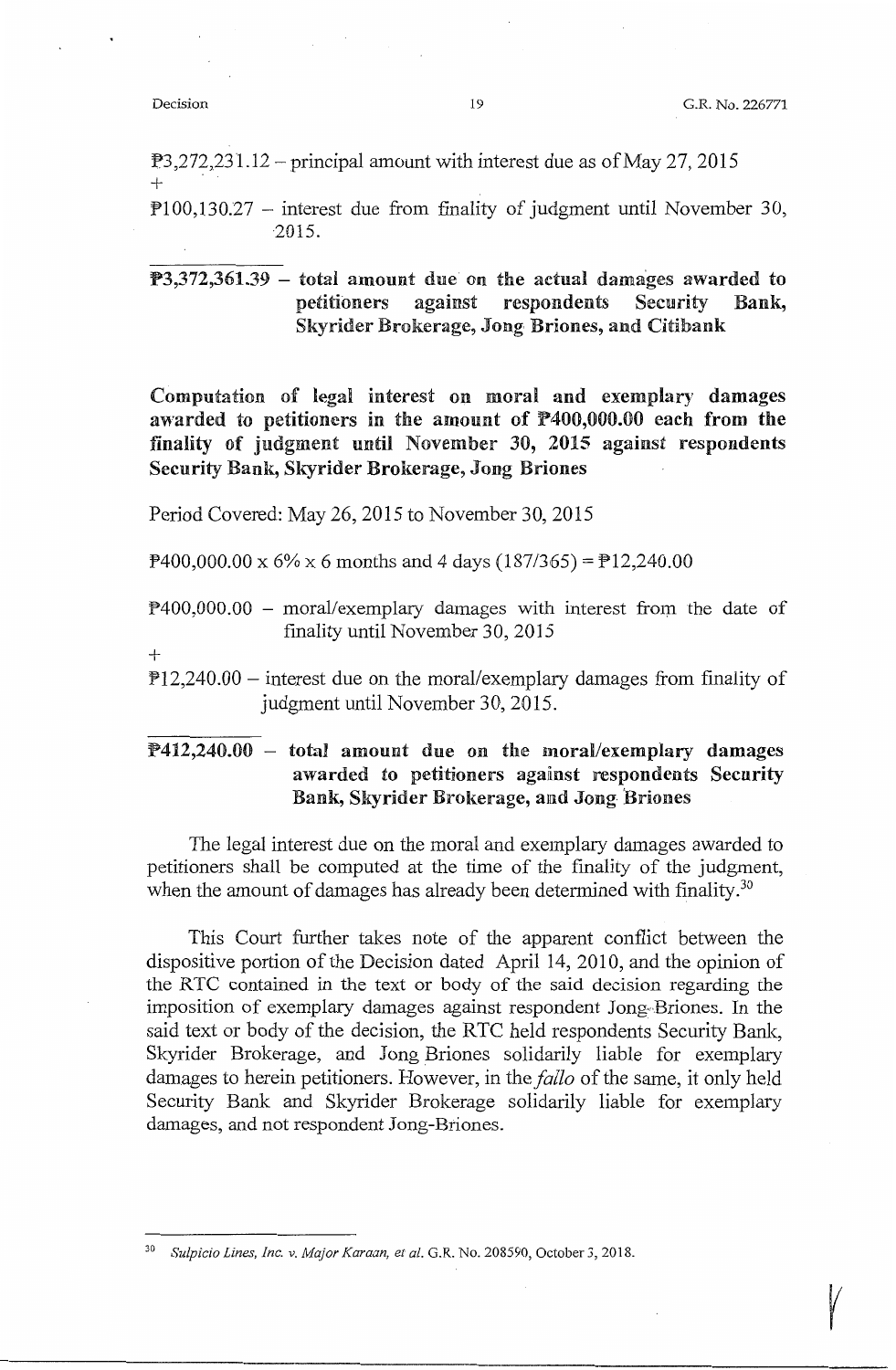₱3,272,231.12 – principal amount with interest due as of May 27, 2015
+
₱100,130.27 – interest due from finality of judgment until November 30, 2015.

**₱3,372,361.39 – total amount due on the actual damages awarded to petitioners against respondents Security Bank, Skyrider Brokerage, Jong Briones, and Citibank**

**Computation of legal interest on moral and exemplary damages awarded to petitioners in the amount of ₱400,000.00 each from the finality of judgment until November 30, 2015 against respondents Security Bank, Skyrider Brokerage, Jong Briones**

Period Covered: May 26, 2015 to November 30, 2015

₱400,000.00 x 6% x 6 months and 4 days (187/365) = ₱12,240.00

₱400,000.00 – moral/exemplary damages with interest from the date of finality until November 30, 2015
+
₱12,240.00 – interest due on the moral/exemplary damages from finality of judgment until November 30, 2015.

**₱412,240.00 – total amount due on the moral/exemplary damages awarded to petitioners against respondents Security Bank, Skyrider Brokerage, and Jong Briones**

The legal interest due on the moral and exemplary damages awarded to petitioners shall be computed at the time of the finality of the judgment, when the amount of damages has already been determined with finality.[30]

This Court further takes note of the apparent conflict between the dispositive portion of the Decision dated April 14, 2010, and the opinion of the RTC contained in the text or body of the said decision regarding the imposition of exemplary damages against respondent Jong-Briones. In the said text or body of the decision, the RTC held respondents Security Bank, Skyrider Brokerage, and Jong Briones solidarily liable for exemplary damages to herein petitioners. However, in the *fallo* of the same, it only held Security Bank and Skyrider Brokerage solidarily liable for exemplary damages, and not respondent Jong-Briones.

---

[30] *Sulpicio Lines, Inc. v. Major Karaan, et al.* G.R. No. 208590, October 3, 2018.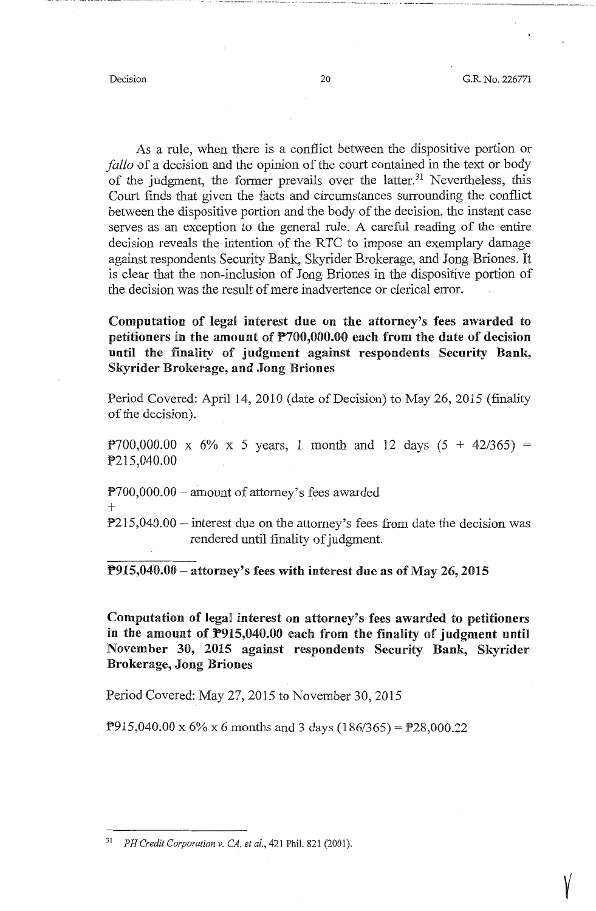As a rule, when there is a conflict between the dispositive portion or *fallo* of a decision and the opinion of the court contained in the text or body of the judgment, the former prevails over the latter.[31] Nevertheless, this Court finds that given the facts and circumstances surrounding the conflict between the dispositive portion and the body of the decision, the instant case serves as an exception to the general rule. A careful reading of the entire decision reveals the intention of the RTC to impose an exemplary damage against respondents Security Bank, Skyrider Brokerage, and Jong Briones. It is clear that the non-inclusion of Jong Briones in the dispositive portion of the decision was the result of mere inadvertence or clerical error.

**Computation of legal interest due on the attorney's fees awarded to petitioners in the amount of ₱700,000.00 each from the date of decision until the finality of judgment against respondents Security Bank, Skyrider Brokerage, and Jong Briones**

Period Covered: April 14, 2010 (date of Decision) to May 26, 2015 (finality of the decision).

₱700,000.00 x 6% x 5 years, 1 month and 12 days (5 + 42/365) = ₱215,040.00

₱700,000.00 – amount of attorney's fees awarded
+
₱215,040.00 – interest due on the attorney's fees from date the decision was rendered until finality of judgment.

**₱915,040.00 – attorney's fees with interest due as of May 26, 2015**

**Computation of legal interest on attorney's fees awarded to petitioners in the amount of ₱915,040.00 each from the finality of judgment until November 30, 2015 against respondents Security Bank, Skyrider Brokerage, Jong Briones**

Period Covered: May 27, 2015 to November 30, 2015

₱915,040.00 x 6% x 6 months and 3 days (186/365) = ₱28,000.22

---

31 *PH Credit Corporation v. CA, et al.*, 421 Phil. 821 (2001).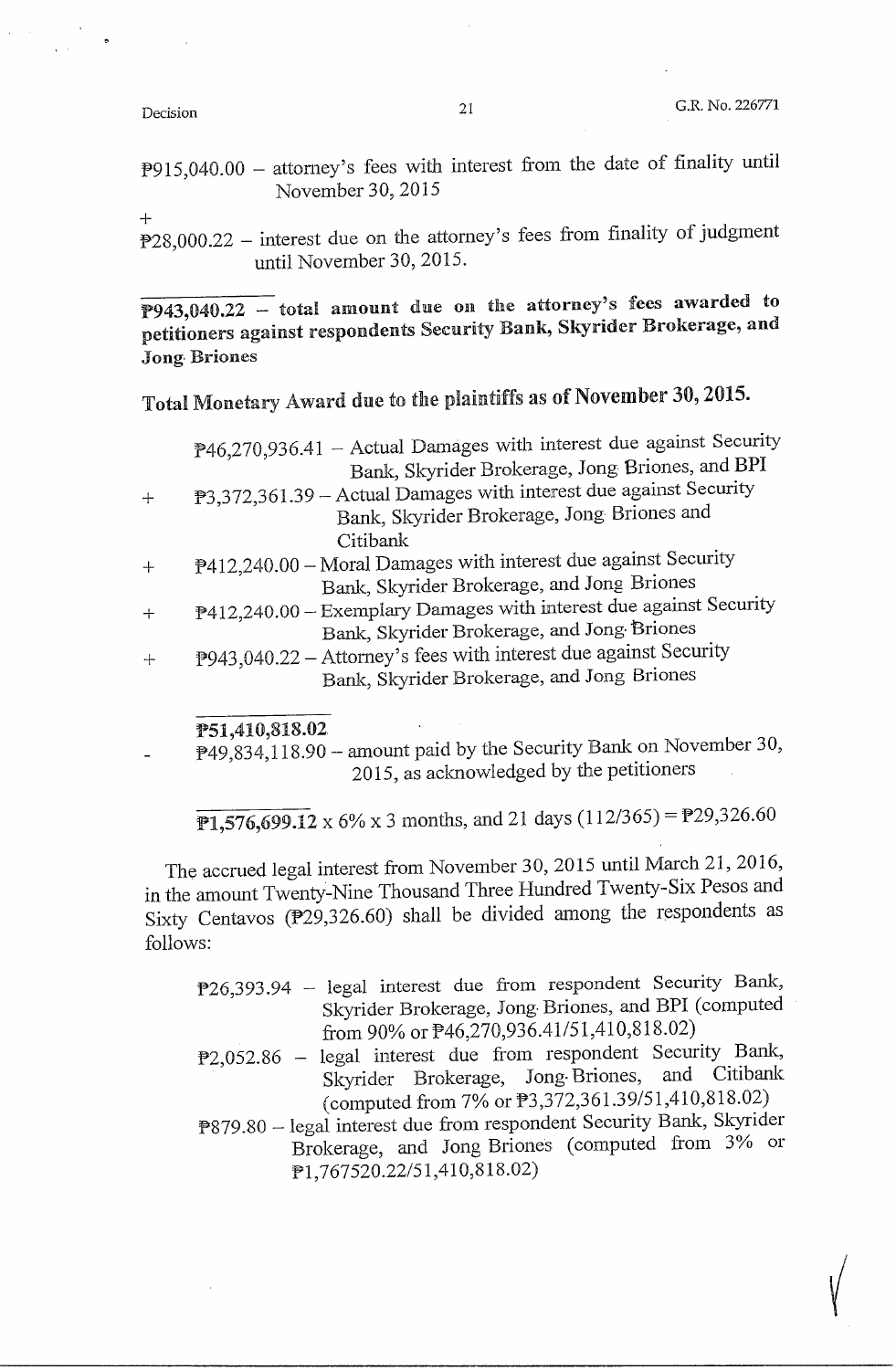₱915,040.00 – attorney's fees with interest from the date of finality until November 30, 2015

\+

₱28,000.22 – interest due on the attorney's fees from finality of judgment until November 30, 2015.

**₱943,040.22 – total amount due on the attorney's fees awarded to petitioners against respondents Security Bank, Skyrider Brokerage, and Jong Briones**

**Total Monetary Award due to the plaintiffs as of November 30, 2015.**

₱46,270,936.41 – Actual Damages with interest due against Security Bank, Skyrider Brokerage, Jong Briones, and BPI

\+ ₱3,372,361.39 – Actual Damages with interest due against Security Bank, Skyrider Brokerage, Jong Briones and Citibank

\+ ₱412,240.00 – Moral Damages with interest due against Security Bank, Skyrider Brokerage, and Jong Briones

\+ ₱412,240.00 – Exemplary Damages with interest due against Security Bank, Skyrider Brokerage, and Jong Briones

\+ ₱943,040.22 – Attorney's fees with interest due against Security Bank, Skyrider Brokerage, and Jong Briones

**₱51,410,818.02**

\- ₱49,834,118.90 – amount paid by the Security Bank on November 30, 2015, as acknowledged by the petitioners

**₱1,576,699.12** x 6% x 3 months, and 21 days (112/365) = ₱29,326.60

The accrued legal interest from November 30, 2015 until March 21, 2016, in the amount Twenty-Nine Thousand Three Hundred Twenty-Six Pesos and Sixty Centavos (₱29,326.60) shall be divided among the respondents as follows:

₱26,393.94 – legal interest due from respondent Security Bank, Skyrider Brokerage, Jong Briones, and BPI (computed from 90% or ₱46,270,936.41/51,410,818.02)

₱2,052.86 – legal interest due from respondent Security Bank, Skyrider Brokerage, Jong Briones, and Citibank (computed from 7% or ₱3,372,361.39/51,410,818.02)

₱879.80 – legal interest due from respondent Security Bank, Skyrider Brokerage, and Jong Briones (computed from 3% or ₱1,767520.22/51,410,818.02)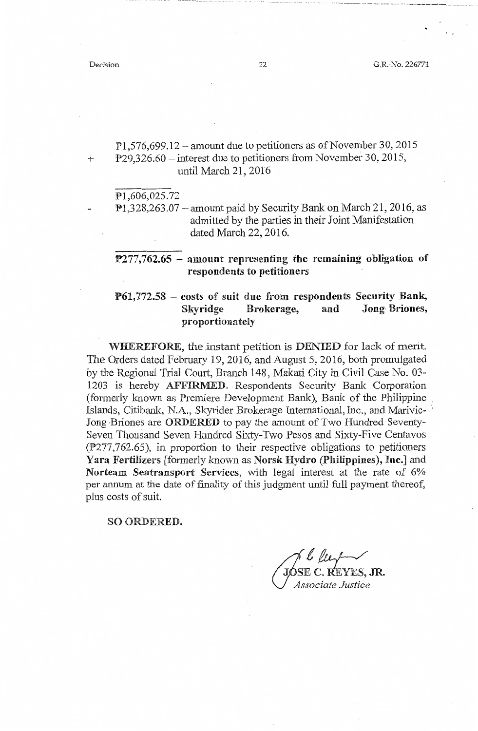₱1,576,699.12 – amount due to petitioners as of November 30, 2015

\+ ₱29,326.60 – interest due to petitioners from November 30, 2015, until March 21, 2016

₱1,606,025.72

\- ₱1,328,263.07 – amount paid by Security Bank on March 21, 2016, as admitted by the parties in their Joint Manifestation dated March 22, 2016.

**₱277,762.65 – amount representing the remaining obligation of respondents to petitioners**

**₱61,772.58 – costs of suit due from respondents Security Bank, Skyridge Brokerage, and Jong Briones, proportionately**

**WHEREFORE**, the instant petition is **DENIED** for lack of merit. The Orders dated February 19, 2016, and August 5, 2016, both promulgated by the Regional Trial Court, Branch 148, Makati City in Civil Case No. 03-1203 is hereby **AFFIRMED**. Respondents Security Bank Corporation (formerly known as Premiere Development Bank), Bank of the Philippine Islands, Citibank, N.A., Skyrider Brokerage International, Inc., and Marivic-Jong Briones are **ORDERED** to pay the amount of Two Hundred Seventy-Seven Thousand Seven Hundred Sixty-Two Pesos and Sixty-Five Centavos (₱277,762.65), in proportion to their respective obligations to petitioners **Yara Fertilizers** [formerly known as **Norsk Hydro (Philippines), Inc.**] and **Norteam Seatransport Services**, with legal interest at the rate of 6% per annum at the date of finality of this judgment until full payment thereof, plus costs of suit.

**SO ORDERED.**

**JOSE C. REYES, JR.**
*Associate Justice*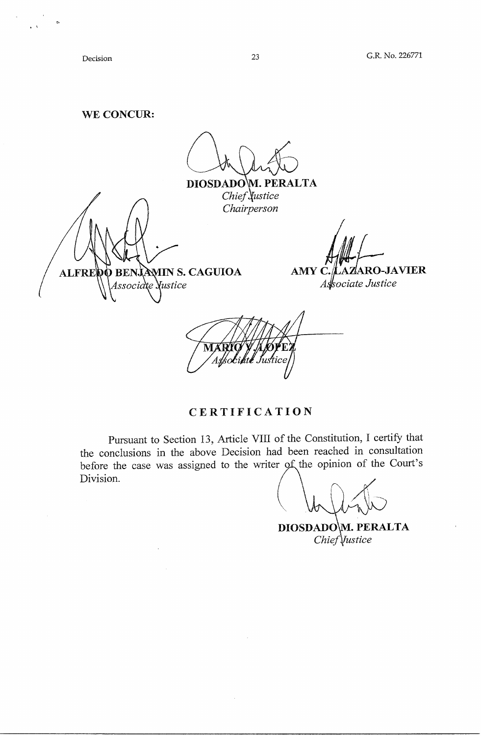**WE CONCUR:**

**DIOSDADO M. PERALTA**
*Chief Justice*
*Chairperson*

**ALFREDO BENJAMIN S. CAGUIOA**
*Associate Justice*

**AMY C. LAZARO-JAVIER**
*Associate Justice*

**MARIO V. LOPEZ**
*Associate Justice*

## CERTIFICATION

Pursuant to Section 13, Article VIII of the Constitution, I certify that the conclusions in the above Decision had been reached in consultation before the case was assigned to the writer of the opinion of the Court's Division.

**DIOSDADO M. PERALTA**
*Chief Justice*